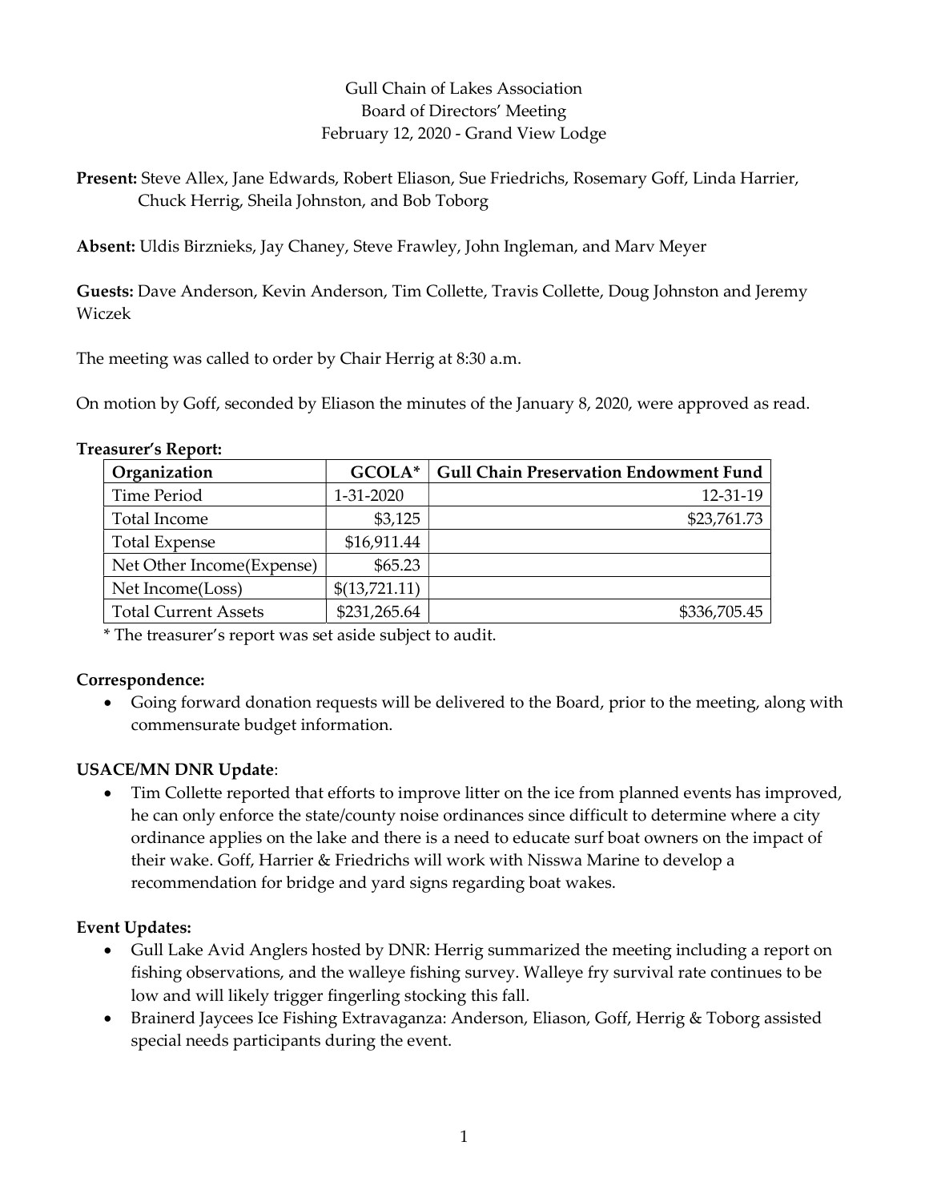Gull Chain of Lakes Association
Board of Directors' Meeting
February 12, 2020 - Grand View Lodge

**Present:** Steve Allex, Jane Edwards, Robert Eliason, Sue Friedrichs, Rosemary Goff, Linda Harrier, Chuck Herrig, Sheila Johnston, and Bob Toborg

**Absent:** Uldis Birznieks, Jay Chaney, Steve Frawley, John Ingleman, and Marv Meyer

**Guests:** Dave Anderson, Kevin Anderson, Tim Collette, Travis Collette, Doug Johnston and Jeremy Wiczek

The meeting was called to order by Chair Herrig at 8:30 a.m.

On motion by Goff, seconded by Eliason the minutes of the January 8, 2020, were approved as read.

**Treasurer's Report:**

| Organization | GCOLA* | Gull Chain Preservation Endowment Fund |
|---|---|---|
| Time Period | 1-31-2020 | 12-31-19 |
| Total Income | $3,125 | $23,761.73 |
| Total Expense | $16,911.44 | |
| Net Other Income(Expense) | $65.23 | |
| Net Income(Loss) | $(13,721.11) | |
| Total Current Assets | $231,265.64 | $336,705.45 |

\* The treasurer's report was set aside subject to audit.

**Correspondence:**

- Going forward donation requests will be delivered to the Board, prior to the meeting, along with commensurate budget information.

**USACE/MN DNR Update**:

- Tim Collette reported that efforts to improve litter on the ice from planned events has improved, he can only enforce the state/county noise ordinances since difficult to determine where a city ordinance applies on the lake and there is a need to educate surf boat owners on the impact of their wake. Goff, Harrier & Friedrichs will work with Nisswa Marine to develop a recommendation for bridge and yard signs regarding boat wakes.

**Event Updates:**

- Gull Lake Avid Anglers hosted by DNR: Herrig summarized the meeting including a report on fishing observations, and the walleye fishing survey. Walleye fry survival rate continues to be low and will likely trigger fingerling stocking this fall.
- Brainerd Jaycees Ice Fishing Extravaganza: Anderson, Eliason, Goff, Herrig & Toborg assisted special needs participants during the event.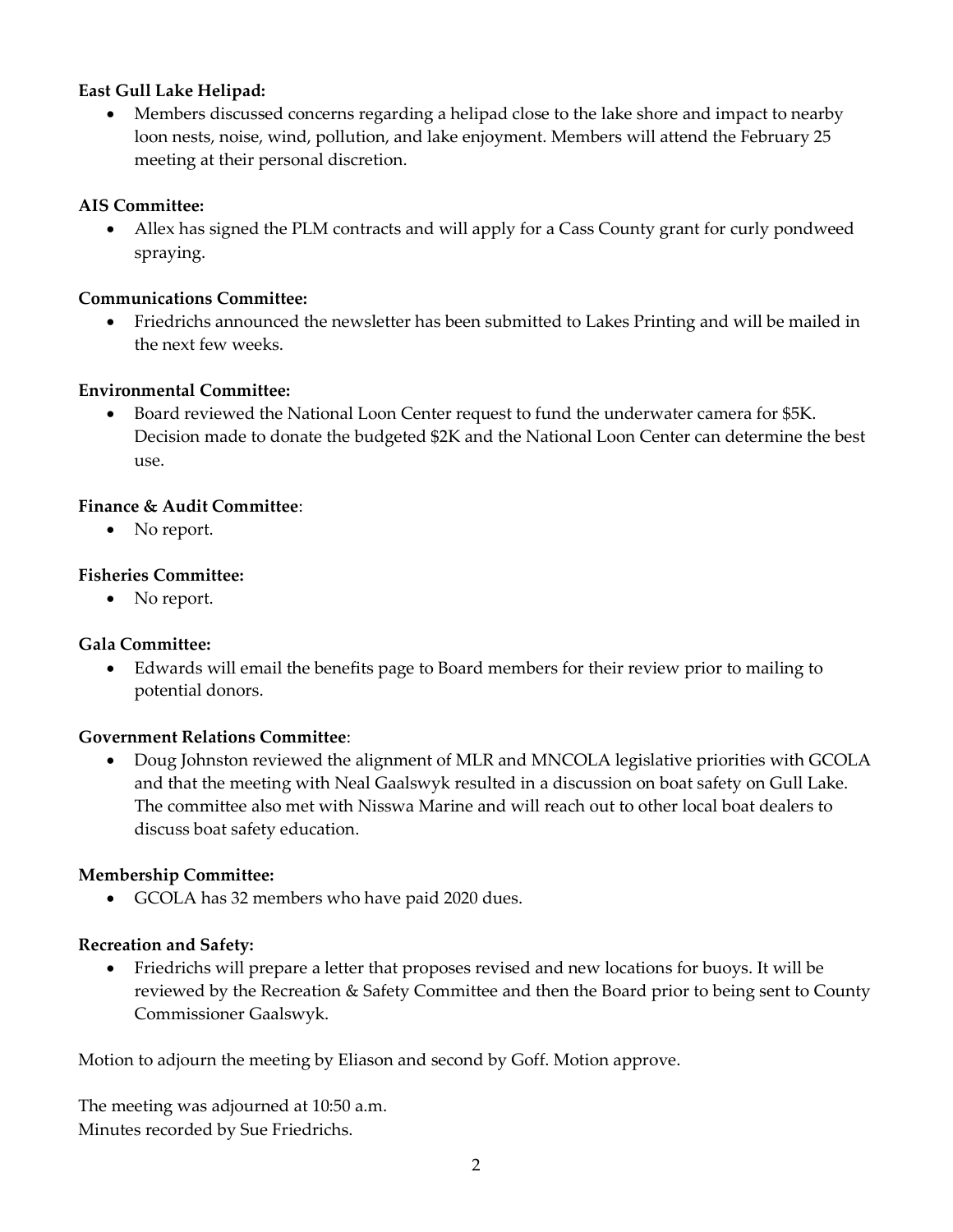**East Gull Lake Helipad:**

- Members discussed concerns regarding a helipad close to the lake shore and impact to nearby loon nests, noise, wind, pollution, and lake enjoyment. Members will attend the February 25 meeting at their personal discretion.

**AIS Committee:**

- Allex has signed the PLM contracts and will apply for a Cass County grant for curly pondweed spraying.

**Communications Committee:**

- Friedrichs announced the newsletter has been submitted to Lakes Printing and will be mailed in the next few weeks.

**Environmental Committee:**

- Board reviewed the National Loon Center request to fund the underwater camera for $5K. Decision made to donate the budgeted $2K and the National Loon Center can determine the best use.

**Finance & Audit Committee**:

- No report.

**Fisheries Committee:**

- No report.

**Gala Committee:**

- Edwards will email the benefits page to Board members for their review prior to mailing to potential donors.

**Government Relations Committee**:

- Doug Johnston reviewed the alignment of MLR and MNCOLA legislative priorities with GCOLA and that the meeting with Neal Gaalswyk resulted in a discussion on boat safety on Gull Lake. The committee also met with Nisswa Marine and will reach out to other local boat dealers to discuss boat safety education.

**Membership Committee:**

- GCOLA has 32 members who have paid 2020 dues.

**Recreation and Safety:**

- Friedrichs will prepare a letter that proposes revised and new locations for buoys. It will be reviewed by the Recreation & Safety Committee and then the Board prior to being sent to County Commissioner Gaalswyk.

Motion to adjourn the meeting by Eliason and second by Goff. Motion approve.

The meeting was adjourned at 10:50 a.m.
Minutes recorded by Sue Friedrichs.